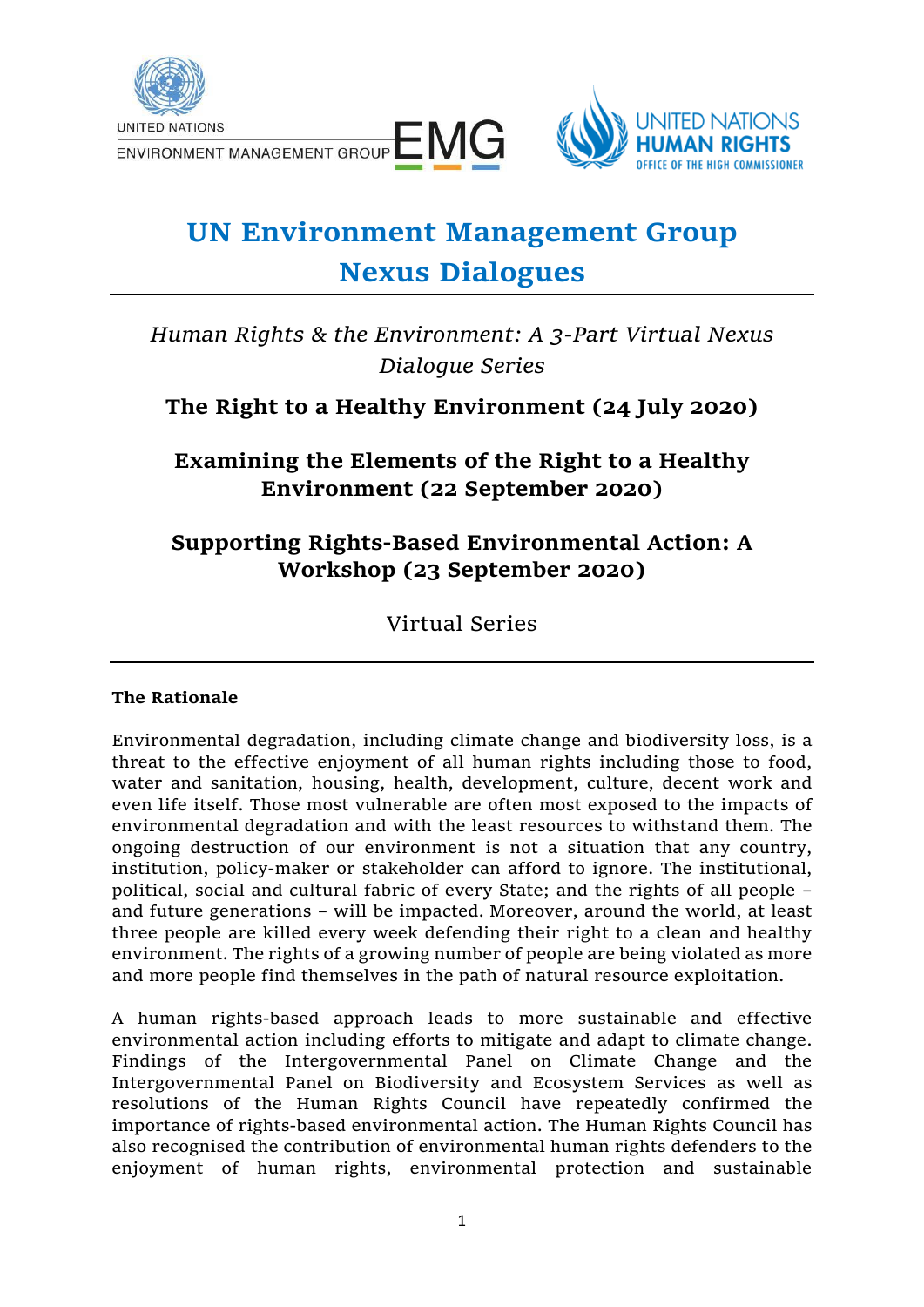# UN Environment Management Group Nexus Dialogues

*Human Rights & the Environment: A 3-Part Virtual Nexus Dialogue Series*

**The Right to a Healthy Environment (24 July 2020)**

**Examining the Elements of the Right to a Healthy Environment (22 September 2020)**

**Supporting Rights-Based Environmental Action: A Workshop (23 September 2020)**

Virtual Series

---

**The Rationale**

Environmental degradation, including climate change and biodiversity loss, is a threat to the effective enjoyment of all human rights including those to food, water and sanitation, housing, health, development, culture, decent work and even life itself. Those most vulnerable are often most exposed to the impacts of environmental degradation and with the least resources to withstand them. The ongoing destruction of our environment is not a situation that any country, institution, policy-maker or stakeholder can afford to ignore. The institutional, political, social and cultural fabric of every State; and the rights of all people – and future generations – will be impacted. Moreover, around the world, at least three people are killed every week defending their right to a clean and healthy environment. The rights of a growing number of people are being violated as more and more people find themselves in the path of natural resource exploitation.

A human rights-based approach leads to more sustainable and effective environmental action including efforts to mitigate and adapt to climate change. Findings of the Intergovernmental Panel on Climate Change and the Intergovernmental Panel on Biodiversity and Ecosystem Services as well as resolutions of the Human Rights Council have repeatedly confirmed the importance of rights-based environmental action. The Human Rights Council has also recognised the contribution of environmental human rights defenders to the enjoyment of human rights, environmental protection and sustainable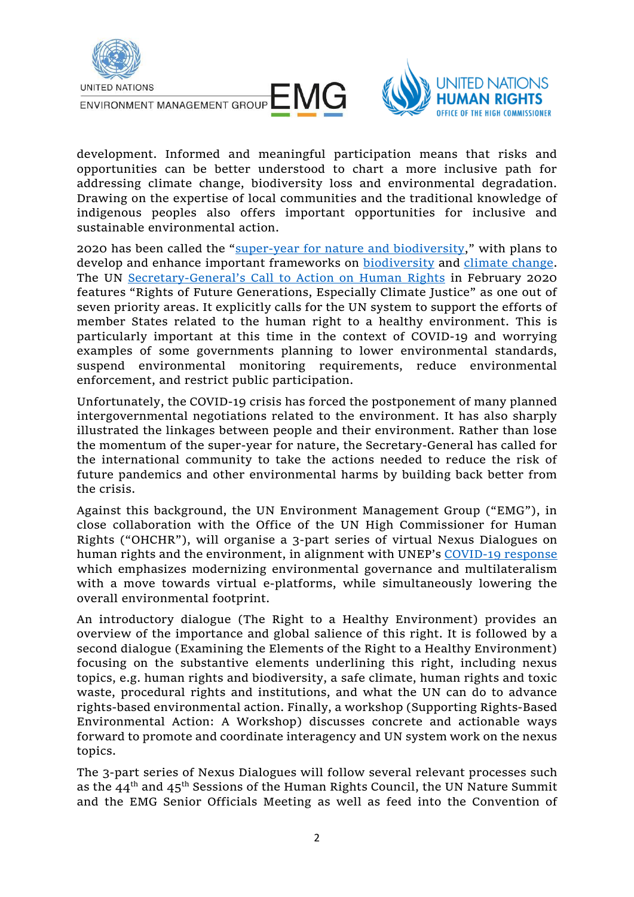development. Informed and meaningful participation means that risks and opportunities can be better understood to chart a more inclusive path for addressing climate change, biodiversity loss and environmental degradation. Drawing on the expertise of local communities and the traditional knowledge of indigenous peoples also offers important opportunities for inclusive and sustainable environmental action.

2020 has been called the "super-year for nature and biodiversity," with plans to develop and enhance important frameworks on biodiversity and climate change. The UN Secretary-General's Call to Action on Human Rights in February 2020 features "Rights of Future Generations, Especially Climate Justice" as one out of seven priority areas. It explicitly calls for the UN system to support the efforts of member States related to the human right to a healthy environment. This is particularly important at this time in the context of COVID-19 and worrying examples of some governments planning to lower environmental standards, suspend environmental monitoring requirements, reduce environmental enforcement, and restrict public participation.

Unfortunately, the COVID-19 crisis has forced the postponement of many planned intergovernmental negotiations related to the environment. It has also sharply illustrated the linkages between people and their environment. Rather than lose the momentum of the super-year for nature, the Secretary-General has called for the international community to take the actions needed to reduce the risk of future pandemics and other environmental harms by building back better from the crisis.

Against this background, the UN Environment Management Group ("EMG"), in close collaboration with the Office of the UN High Commissioner for Human Rights ("OHCHR"), will organise a 3-part series of virtual Nexus Dialogues on human rights and the environment, in alignment with UNEP's COVID-19 response which emphasizes modernizing environmental governance and multilateralism with a move towards virtual e-platforms, while simultaneously lowering the overall environmental footprint.

An introductory dialogue (The Right to a Healthy Environment) provides an overview of the importance and global salience of this right. It is followed by a second dialogue (Examining the Elements of the Right to a Healthy Environment) focusing on the substantive elements underlining this right, including nexus topics, e.g. human rights and biodiversity, a safe climate, human rights and toxic waste, procedural rights and institutions, and what the UN can do to advance rights-based environmental action. Finally, a workshop (Supporting Rights-Based Environmental Action: A Workshop) discusses concrete and actionable ways forward to promote and coordinate interagency and UN system work on the nexus topics.

The 3-part series of Nexus Dialogues will follow several relevant processes such as the 44th and 45th Sessions of the Human Rights Council, the UN Nature Summit and the EMG Senior Officials Meeting as well as feed into the Convention of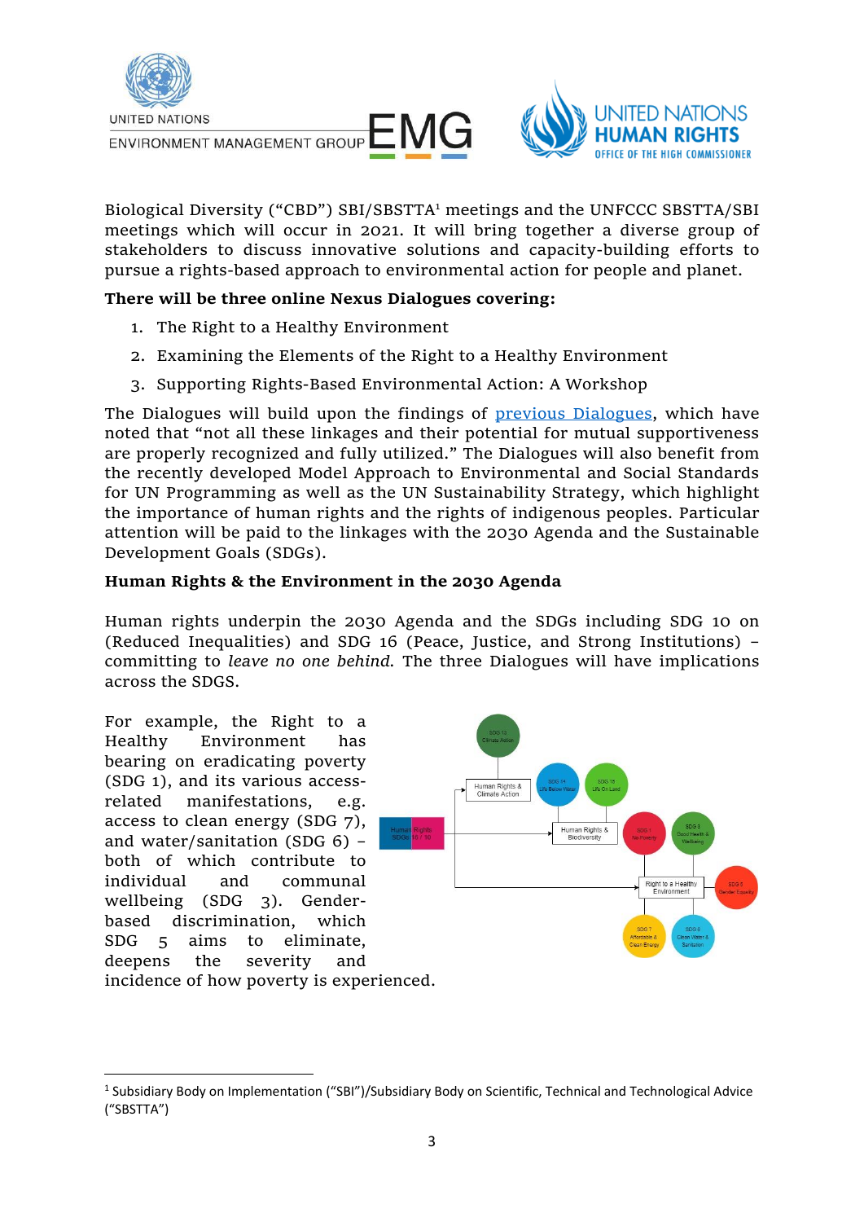Biological Diversity ("CBD") SBI/SBSTTA[1] meetings and the UNFCCC SBSTTA/SBI meetings which will occur in 2021. It will bring together a diverse group of stakeholders to discuss innovative solutions and capacity-building efforts to pursue a rights-based approach to environmental action for people and planet.

**There will be three online Nexus Dialogues covering:**

1. The Right to a Healthy Environment
2. Examining the Elements of the Right to a Healthy Environment
3. Supporting Rights-Based Environmental Action: A Workshop

The Dialogues will build upon the findings of previous Dialogues, which have noted that "not all these linkages and their potential for mutual supportiveness are properly recognized and fully utilized." The Dialogues will also benefit from the recently developed Model Approach to Environmental and Social Standards for UN Programming as well as the UN Sustainability Strategy, which highlight the importance of human rights and the rights of indigenous peoples. Particular attention will be paid to the linkages with the 2030 Agenda and the Sustainable Development Goals (SDGs).

**Human Rights & the Environment in the 2030 Agenda**

Human rights underpin the 2030 Agenda and the SDGs including SDG 10 on (Reduced Inequalities) and SDG 16 (Peace, Justice, and Strong Institutions) – committing to *leave no one behind*. The three Dialogues will have implications across the SDGS.

For example, the Right to a Healthy Environment has bearing on eradicating poverty (SDG 1), and its various access-related manifestations, e.g. access to clean energy (SDG 7), and water/sanitation (SDG 6) – both of which contribute to individual and communal wellbeing (SDG 3). Gender-based discrimination, which SDG 5 aims to eliminate, deepens the severity and incidence of how poverty is experienced.

---

[1] Subsidiary Body on Implementation ("SBI")/Subsidiary Body on Scientific, Technical and Technological Advice ("SBSTTA")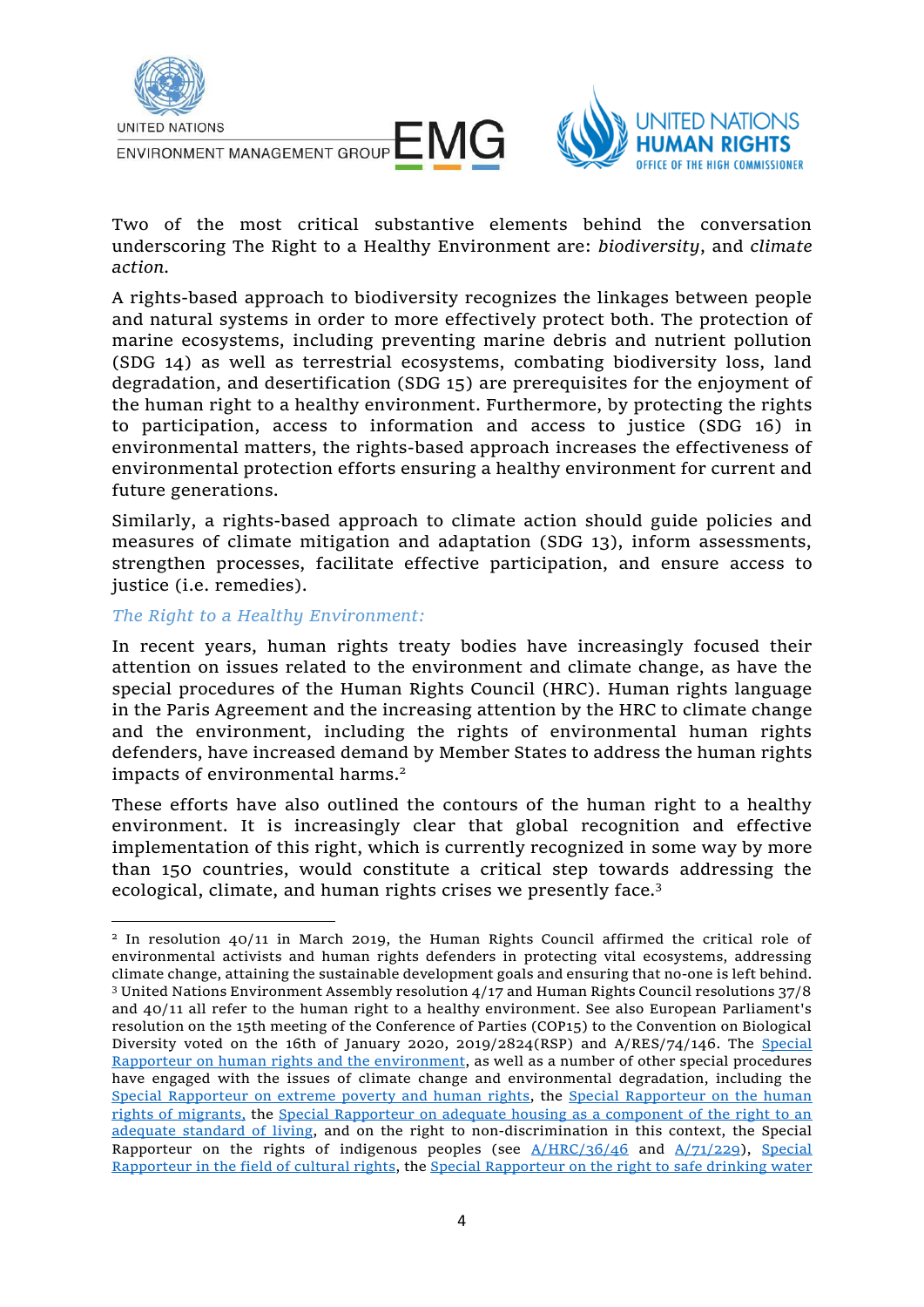Two of the most critical substantive elements behind the conversation underscoring The Right to a Healthy Environment are: *biodiversity*, and *climate action*.

A rights-based approach to biodiversity recognizes the linkages between people and natural systems in order to more effectively protect both. The protection of marine ecosystems, including preventing marine debris and nutrient pollution (SDG 14) as well as terrestrial ecosystems, combating biodiversity loss, land degradation, and desertification (SDG 15) are prerequisites for the enjoyment of the human right to a healthy environment. Furthermore, by protecting the rights to participation, access to information and access to justice (SDG 16) in environmental matters, the rights-based approach increases the effectiveness of environmental protection efforts ensuring a healthy environment for current and future generations.

Similarly, a rights-based approach to climate action should guide policies and measures of climate mitigation and adaptation (SDG 13), inform assessments, strengthen processes, facilitate effective participation, and ensure access to justice (i.e. remedies).

*The Right to a Healthy Environment:*

In recent years, human rights treaty bodies have increasingly focused their attention on issues related to the environment and climate change, as have the special procedures of the Human Rights Council (HRC). Human rights language in the Paris Agreement and the increasing attention by the HRC to climate change and the environment, including the rights of environmental human rights defenders, have increased demand by Member States to address the human rights impacts of environmental harms.[2]

These efforts have also outlined the contours of the human right to a healthy environment. It is increasingly clear that global recognition and effective implementation of this right, which is currently recognized in some way by more than 150 countries, would constitute a critical step towards addressing the ecological, climate, and human rights crises we presently face.[3]

---

[2] In resolution 40/11 in March 2019, the Human Rights Council affirmed the critical role of environmental activists and human rights defenders in protecting vital ecosystems, addressing climate change, attaining the sustainable development goals and ensuring that no-one is left behind.

[3] United Nations Environment Assembly resolution 4/17 and Human Rights Council resolutions 37/8 and 40/11 all refer to the human right to a healthy environment. See also European Parliament's resolution on the 15th meeting of the Conference of Parties (COP15) to the Convention on Biological Diversity voted on the 16th of January 2020, 2019/2824(RSP) and A/RES/74/146. The Special Rapporteur on human rights and the environment, as well as a number of other special procedures have engaged with the issues of climate change and environmental degradation, including the Special Rapporteur on extreme poverty and human rights, the Special Rapporteur on the human rights of migrants, the Special Rapporteur on adequate housing as a component of the right to an adequate standard of living, and on the right to non-discrimination in this context, the Special Rapporteur on the rights of indigenous peoples (see A/HRC/36/46 and A/71/229), Special Rapporteur in the field of cultural rights, the Special Rapporteur on the right to safe drinking water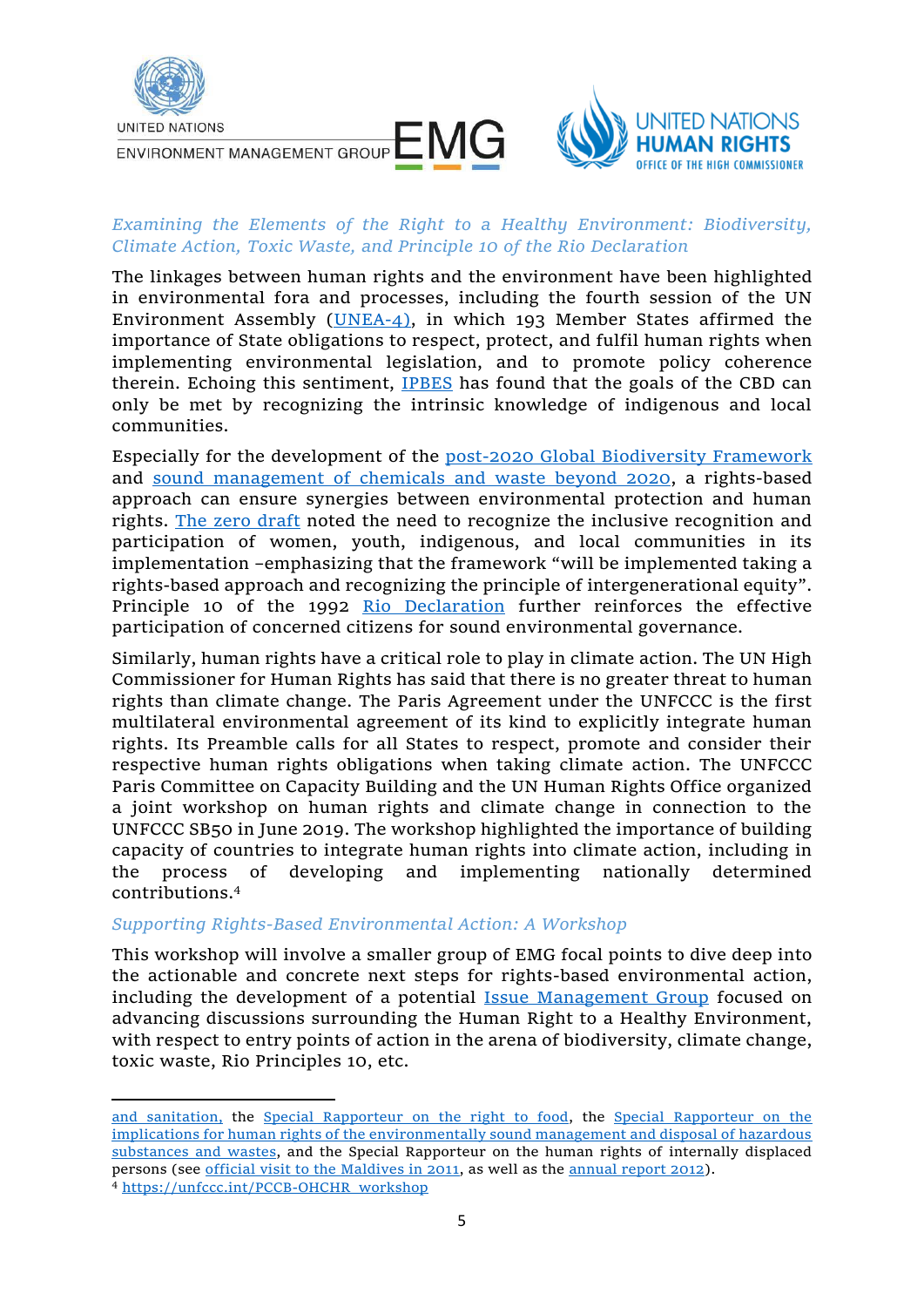*Examining the Elements of the Right to a Healthy Environment: Biodiversity, Climate Action, Toxic Waste, and Principle 10 of the Rio Declaration*

The linkages between human rights and the environment have been highlighted in environmental fora and processes, including the fourth session of the UN Environment Assembly (UNEA-4), in which 193 Member States affirmed the importance of State obligations to respect, protect, and fulfil human rights when implementing environmental legislation, and to promote policy coherence therein. Echoing this sentiment, IPBES has found that the goals of the CBD can only be met by recognizing the intrinsic knowledge of indigenous and local communities.

Especially for the development of the post-2020 Global Biodiversity Framework and sound management of chemicals and waste beyond 2020, a rights-based approach can ensure synergies between environmental protection and human rights. The zero draft noted the need to recognize the inclusive recognition and participation of women, youth, indigenous, and local communities in its implementation –emphasizing that the framework "will be implemented taking a rights-based approach and recognizing the principle of intergenerational equity". Principle 10 of the 1992 Rio Declaration further reinforces the effective participation of concerned citizens for sound environmental governance.

Similarly, human rights have a critical role to play in climate action. The UN High Commissioner for Human Rights has said that there is no greater threat to human rights than climate change. The Paris Agreement under the UNFCCC is the first multilateral environmental agreement of its kind to explicitly integrate human rights. Its Preamble calls for all States to respect, promote and consider their respective human rights obligations when taking climate action. The UNFCCC Paris Committee on Capacity Building and the UN Human Rights Office organized a joint workshop on human rights and climate change in connection to the UNFCCC SB50 in June 2019. The workshop highlighted the importance of building capacity of countries to integrate human rights into climate action, including in the process of developing and implementing nationally determined contributions.[4]

*Supporting Rights-Based Environmental Action: A Workshop*

This workshop will involve a smaller group of EMG focal points to dive deep into the actionable and concrete next steps for rights-based environmental action, including the development of a potential Issue Management Group focused on advancing discussions surrounding the Human Right to a Healthy Environment, with respect to entry points of action in the arena of biodiversity, climate change, toxic waste, Rio Principles 10, etc.

---

and sanitation, the Special Rapporteur on the right to food, the Special Rapporteur on the implications for human rights of the environmentally sound management and disposal of hazardous substances and wastes, and the Special Rapporteur on the human rights of internally displaced persons (see official visit to the Maldives in 2011, as well as the annual report 2012).

[4] https://unfccc.int/PCCB-OHCHR_workshop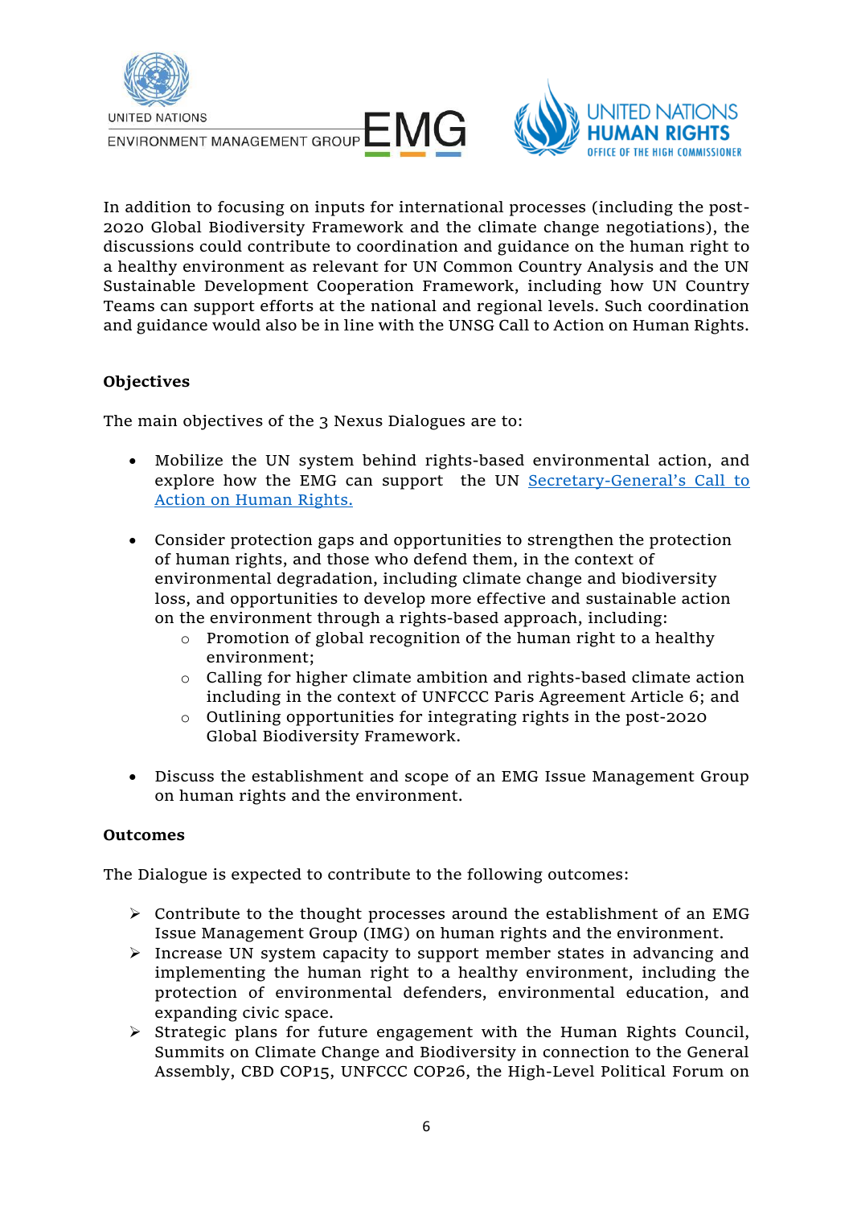In addition to focusing on inputs for international processes (including the post-2020 Global Biodiversity Framework and the climate change negotiations), the discussions could contribute to coordination and guidance on the human right to a healthy environment as relevant for UN Common Country Analysis and the UN Sustainable Development Cooperation Framework, including how UN Country Teams can support efforts at the national and regional levels. Such coordination and guidance would also be in line with the UNSG Call to Action on Human Rights.

**Objectives**

The main objectives of the 3 Nexus Dialogues are to:

- Mobilize the UN system behind rights-based environmental action, and explore how the EMG can support the UN [Secretary-General's Call to Action on Human Rights.]()

- Consider protection gaps and opportunities to strengthen the protection of human rights, and those who defend them, in the context of environmental degradation, including climate change and biodiversity loss, and opportunities to develop more effective and sustainable action on the environment through a rights-based approach, including:
  - Promotion of global recognition of the human right to a healthy environment;
  - Calling for higher climate ambition and rights-based climate action including in the context of UNFCCC Paris Agreement Article 6; and
  - Outlining opportunities for integrating rights in the post-2020 Global Biodiversity Framework.

- Discuss the establishment and scope of an EMG Issue Management Group on human rights and the environment.

**Outcomes**

The Dialogue is expected to contribute to the following outcomes:

- Contribute to the thought processes around the establishment of an EMG Issue Management Group (IMG) on human rights and the environment.
- Increase UN system capacity to support member states in advancing and implementing the human right to a healthy environment, including the protection of environmental defenders, environmental education, and expanding civic space.
- Strategic plans for future engagement with the Human Rights Council, Summits on Climate Change and Biodiversity in connection to the General Assembly, CBD COP15, UNFCCC COP26, the High-Level Political Forum on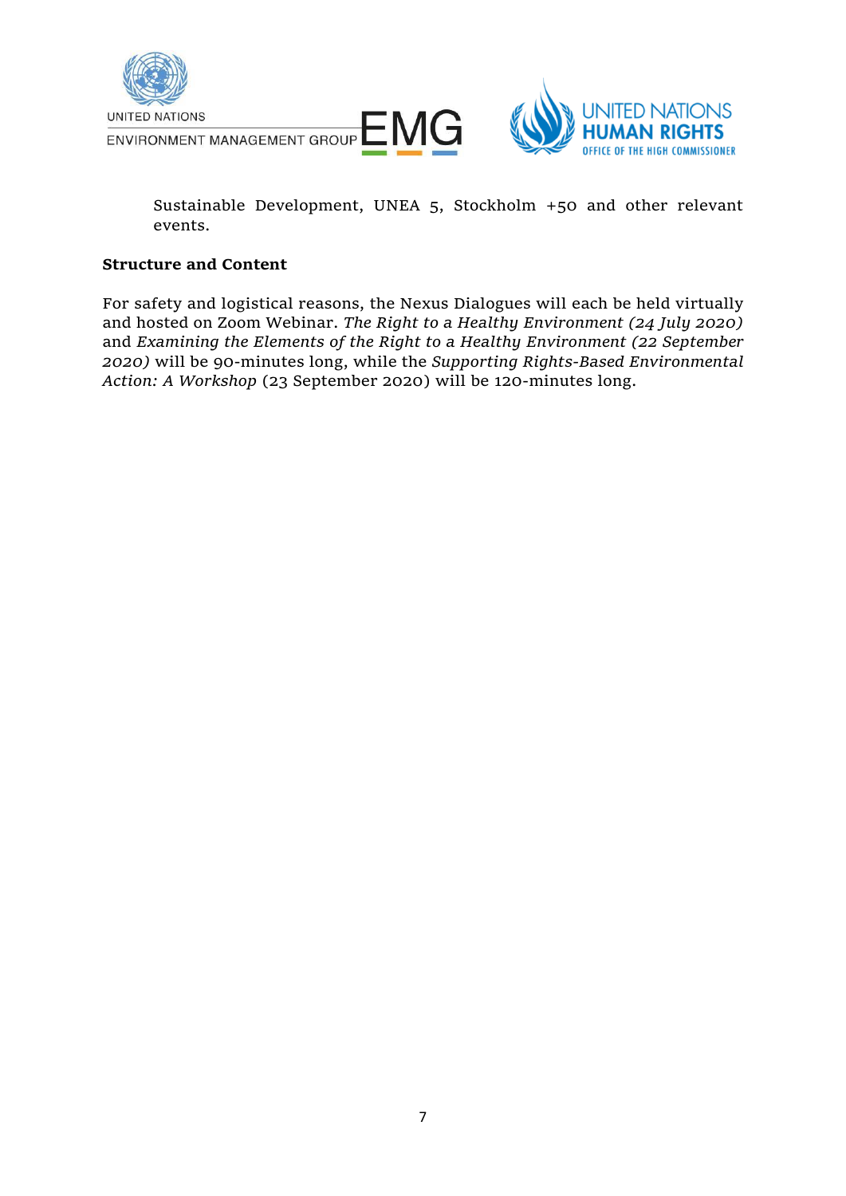Sustainable Development, UNEA 5, Stockholm +50 and other relevant events.

**Structure and Content**

For safety and logistical reasons, the Nexus Dialogues will each be held virtually and hosted on Zoom Webinar. *The Right to a Healthy Environment (24 July 2020)* and *Examining the Elements of the Right to a Healthy Environment (22 September 2020)* will be 90-minutes long, while the *Supporting Rights-Based Environmental Action: A Workshop* (23 September 2020) will be 120-minutes long.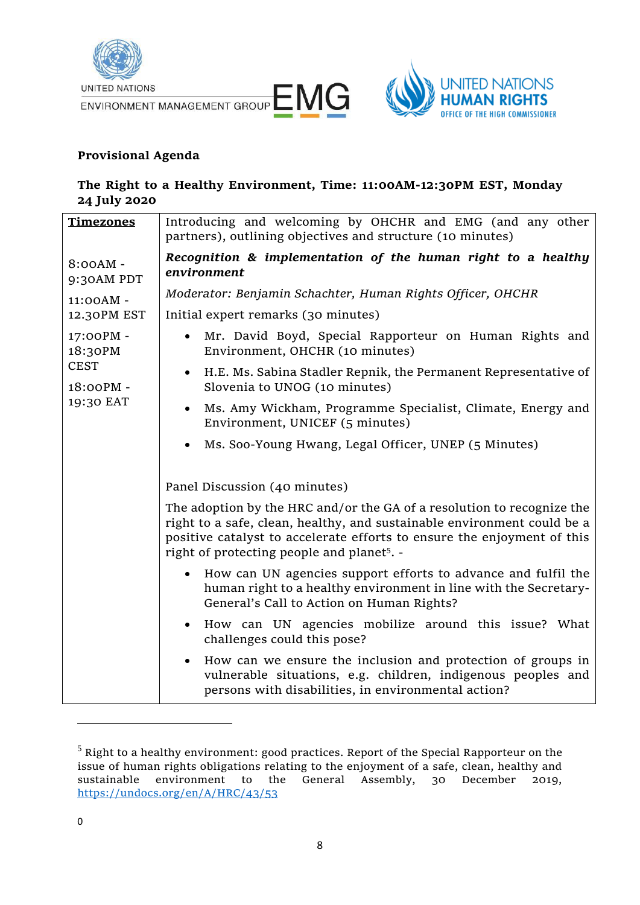UNITED NATIONS
ENVIRONMENT MANAGEMENT GROUP EMG

UNITED NATIONS HUMAN RIGHTS
OFFICE OF THE HIGH COMMISSIONER

**Provisional Agenda**

**The Right to a Healthy Environment, Time: 11:00AM-12:30PM EST, Monday 24 July 2020**

| **Timezones** | |
|---|---|
| 8:00AM - 9:30AM PDT<br>11:00AM - 12.30PM EST<br>17:00PM - 18:30PM CEST<br>18:00PM - 19:30 EAT | Introducing and welcoming by OHCHR and EMG (and any other partners), outlining objectives and structure (10 minutes)<br><br>***Recognition & implementation of the human right to a healthy environment***<br><br>*Moderator: Benjamin Schachter, Human Rights Officer, OHCHR*<br><br>Initial expert remarks (30 minutes)<br><br>• Mr. David Boyd, Special Rapporteur on Human Rights and Environment, OHCHR (10 minutes)<br>• H.E. Ms. Sabina Stadler Repnik, the Permanent Representative of Slovenia to UNOG (10 minutes)<br>• Ms. Amy Wickham, Programme Specialist, Climate, Energy and Environment, UNICEF (5 minutes)<br>• Ms. Soo-Young Hwang, Legal Officer, UNEP (5 Minutes)<br><br>Panel Discussion (40 minutes)<br><br>The adoption by the HRC and/or the GA of a resolution to recognize the right to a safe, clean, healthy, and sustainable environment could be a positive catalyst to accelerate efforts to ensure the enjoyment of this right of protecting people and planet[5]. -<br><br>• How can UN agencies support efforts to advance and fulfil the human right to a healthy environment in line with the Secretary-General's Call to Action on Human Rights?<br>• How can UN agencies mobilize around this issue? What challenges could this pose?<br>• How can we ensure the inclusion and protection of groups in vulnerable situations, e.g. children, indigenous peoples and persons with disabilities, in environmental action? |

---

[5] Right to a healthy environment: good practices. Report of the Special Rapporteur on the issue of human rights obligations relating to the enjoyment of a safe, clean, healthy and sustainable environment to the General Assembly, 30 December 2019, https://undocs.org/en/A/HRC/43/53

0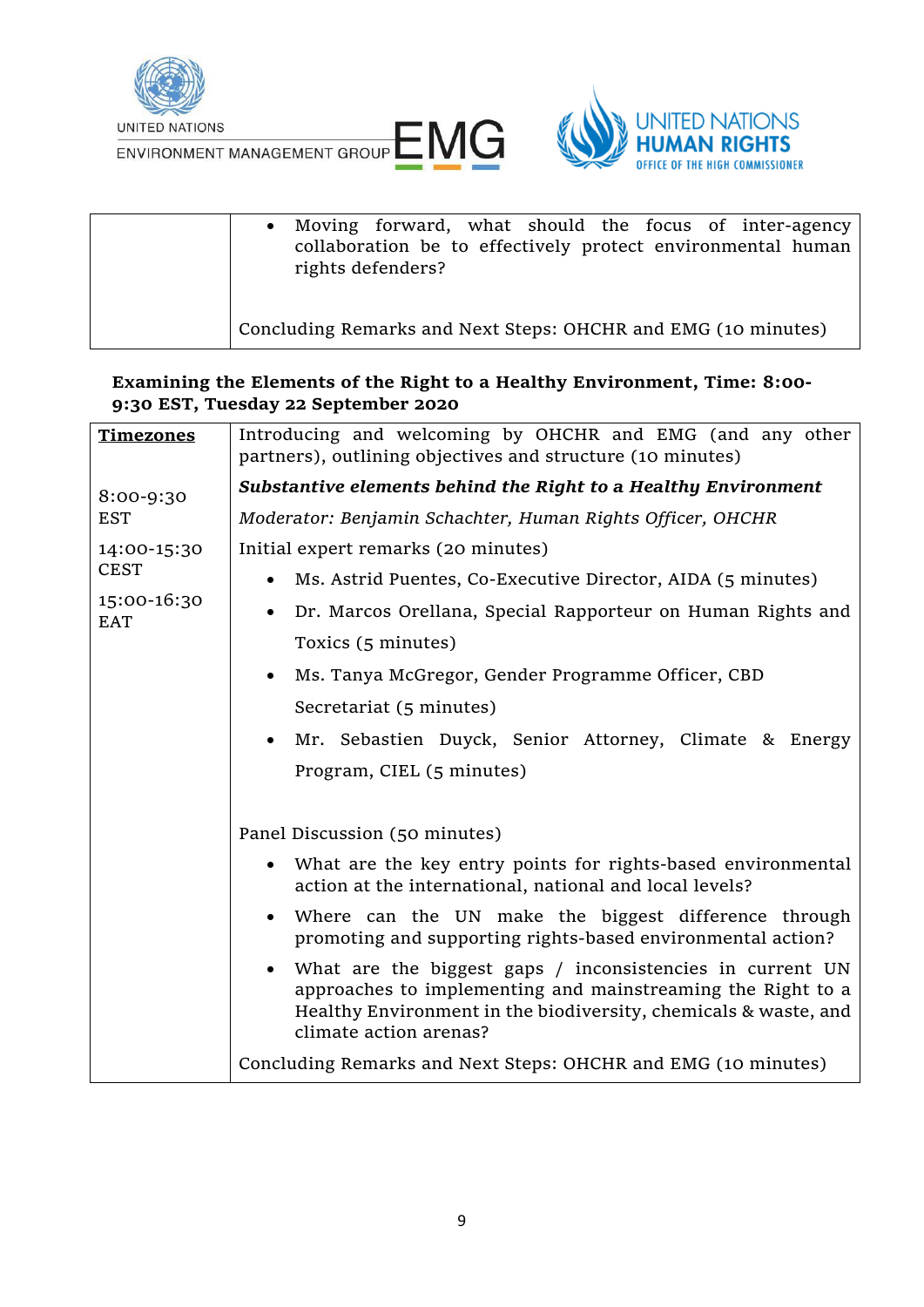| | |
|---|---|
| | • Moving forward, what should the focus of inter-agency collaboration be to effectively protect environmental human rights defenders?<br><br>Concluding Remarks and Next Steps: OHCHR and EMG (10 minutes) |

**Examining the Elements of the Right to a Healthy Environment, Time: 8:00-9:30 EST, Tuesday 22 September 2020**

| **Timezones** | Introducing and welcoming by OHCHR and EMG (and any other partners), outlining objectives and structure (10 minutes) |
|---|---|
| 8:00-9:30 EST<br><br>14:00-15:30 CEST<br><br>15:00-16:30 EAT | ***Substantive elements behind the Right to a Healthy Environment***<br><br>*Moderator: Benjamin Schachter, Human Rights Officer, OHCHR*<br><br>Initial expert remarks (20 minutes)<br>• Ms. Astrid Puentes, Co-Executive Director, AIDA (5 minutes)<br>• Dr. Marcos Orellana, Special Rapporteur on Human Rights and Toxics (5 minutes)<br>• Ms. Tanya McGregor, Gender Programme Officer, CBD Secretariat (5 minutes)<br>• Mr. Sebastien Duyck, Senior Attorney, Climate & Energy Program, CIEL (5 minutes)<br><br>Panel Discussion (50 minutes)<br>• What are the key entry points for rights-based environmental action at the international, national and local levels?<br>• Where can the UN make the biggest difference through promoting and supporting rights-based environmental action?<br>• What are the biggest gaps / inconsistencies in current UN approaches to implementing and mainstreaming the Right to a Healthy Environment in the biodiversity, chemicals & waste, and climate action arenas?<br><br>Concluding Remarks and Next Steps: OHCHR and EMG (10 minutes) |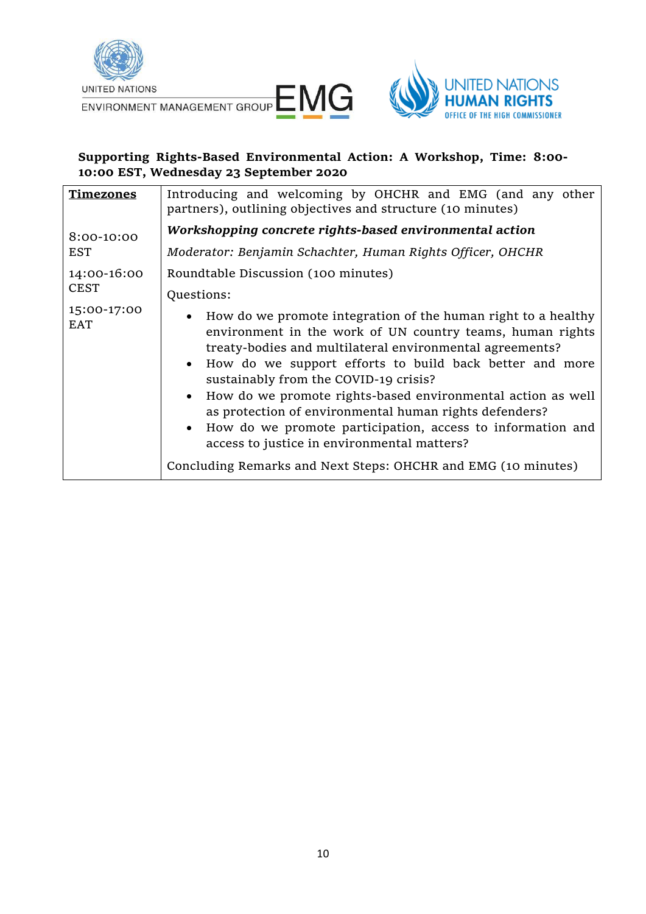UNITED NATIONS
ENVIRONMENT MANAGEMENT GROUP EMG

UNITED NATIONS
HUMAN RIGHTS
OFFICE OF THE HIGH COMMISSIONER

**Supporting Rights-Based Environmental Action: A Workshop, Time: 8:00-10:00 EST, Wednesday 23 September 2020**

| | |
|---|---|
| **Timezones**<br><br>8:00-10:00 EST<br><br>14:00-16:00 CEST<br><br>15:00-17:00 EAT | Introducing and welcoming by OHCHR and EMG (and any other partners), outlining objectives and structure (10 minutes)<br><br>***Workshopping concrete rights-based environmental action***<br><br>*Moderator: Benjamin Schachter, Human Rights Officer, OHCHR*<br><br>Roundtable Discussion (100 minutes)<br><br>Questions:<br>• How do we promote integration of the human right to a healthy environment in the work of UN country teams, human rights treaty-bodies and multilateral environmental agreements?<br>• How do we support efforts to build back better and more sustainably from the COVID-19 crisis?<br>• How do we promote rights-based environmental action as well as protection of environmental human rights defenders?<br>• How do we promote participation, access to information and access to justice in environmental matters?<br><br>Concluding Remarks and Next Steps: OHCHR and EMG (10 minutes) |